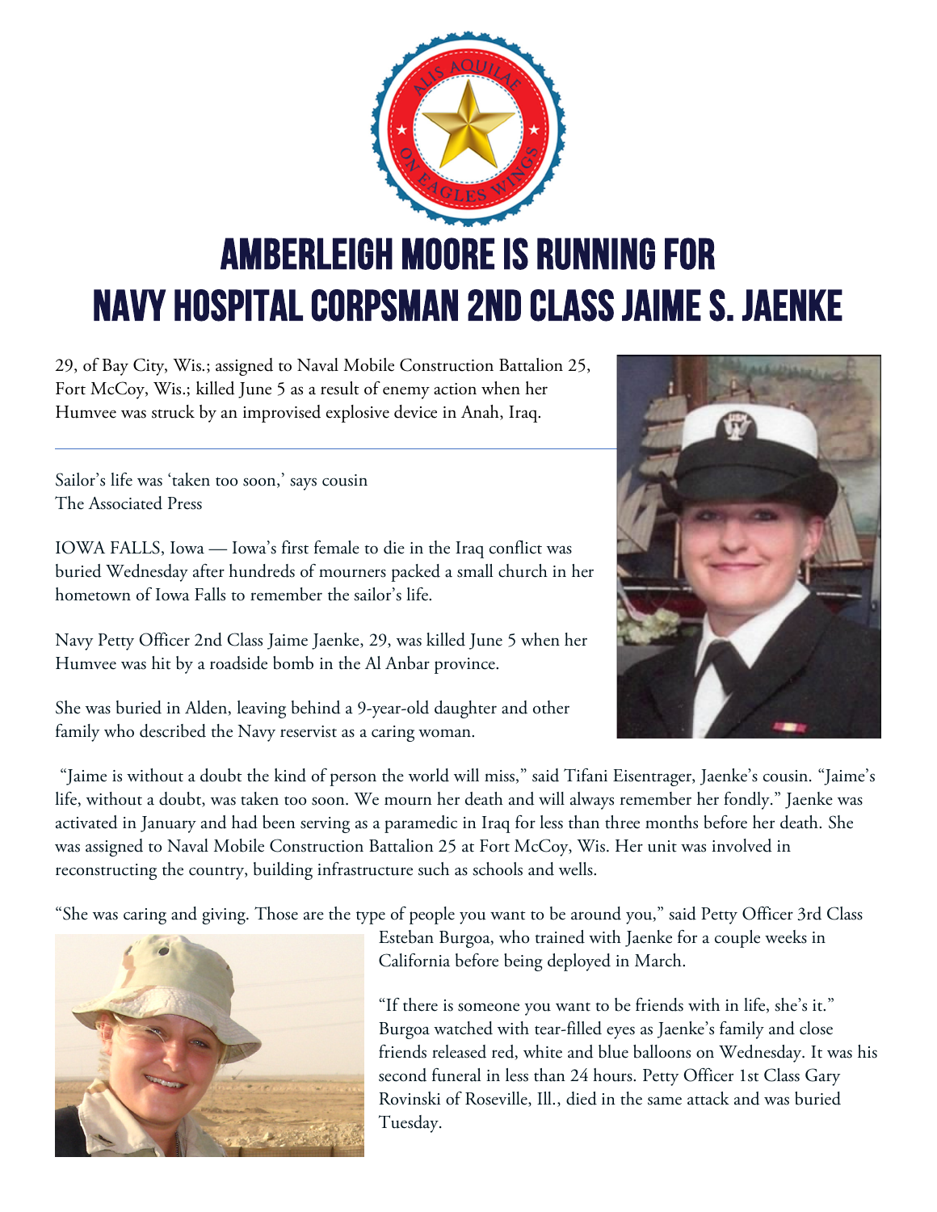# AMBERLEIGH MOORE IS RUNNING FOR NAVY HOSPITAL CORPSMAN 2ND CLASS JAIME S. JAENKE

29, of Bay City, Wis.; assigned to Naval Mobile Construction Battalion 25, Fort McCoy, Wis.; killed June 5 as a result of enemy action when her Humvee was struck by an improvised explosive device in Anah, Iraq.

---

Sailor's life was 'taken too soon,' says cousin
The Associated Press

IOWA FALLS, Iowa — Iowa's first female to die in the Iraq conflict was buried Wednesday after hundreds of mourners packed a small church in her hometown of Iowa Falls to remember the sailor's life.

Navy Petty Officer 2nd Class Jaime Jaenke, 29, was killed June 5 when her Humvee was hit by a roadside bomb in the Al Anbar province.

She was buried in Alden, leaving behind a 9-year-old daughter and other family who described the Navy reservist as a caring woman.

"Jaime is without a doubt the kind of person the world will miss," said Tifani Eisentrager, Jaenke's cousin. "Jaime's life, without a doubt, was taken too soon. We mourn her death and will always remember her fondly." Jaenke was activated in January and had been serving as a paramedic in Iraq for less than three months before her death. She was assigned to Naval Mobile Construction Battalion 25 at Fort McCoy, Wis. Her unit was involved in reconstructing the country, building infrastructure such as schools and wells.

"She was caring and giving. Those are the type of people you want to be around you," said Petty Officer 3rd Class Esteban Burgoa, who trained with Jaenke for a couple weeks in California before being deployed in March.

"If there is someone you want to be friends with in life, she's it." Burgoa watched with tear-filled eyes as Jaenke's family and close friends released red, white and blue balloons on Wednesday. It was his second funeral in less than 24 hours. Petty Officer 1st Class Gary Rovinski of Roseville, Ill., died in the same attack and was buried Tuesday.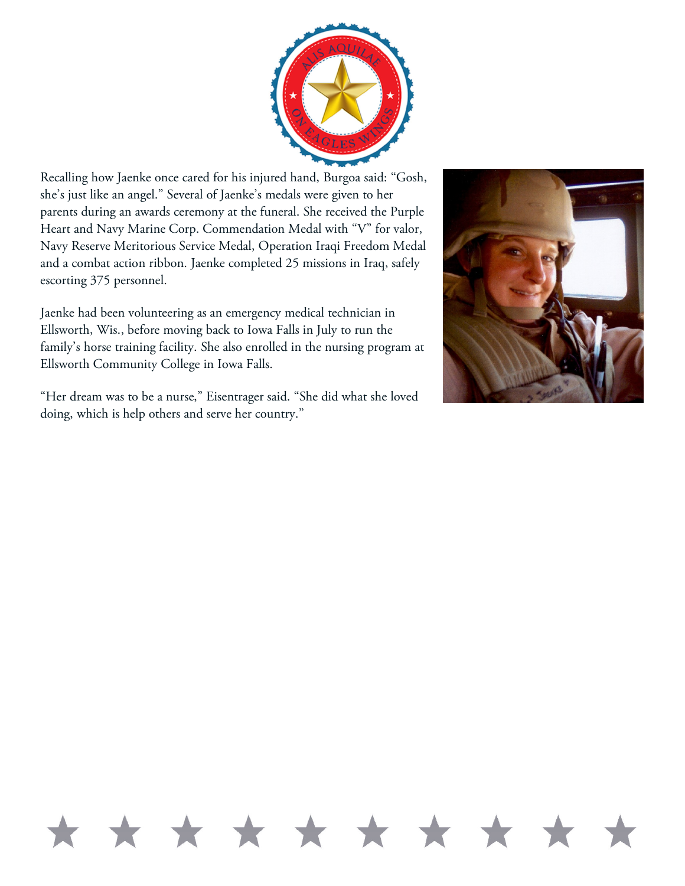Recalling how Jaenke once cared for his injured hand, Burgoa said: "Gosh, she's just like an angel." Several of Jaenke's medals were given to her parents during an awards ceremony at the funeral. She received the Purple Heart and Navy Marine Corp. Commendation Medal with "V" for valor, Navy Reserve Meritorious Service Medal, Operation Iraqi Freedom Medal and a combat action ribbon. Jaenke completed 25 missions in Iraq, safely escorting 375 personnel.

Jaenke had been volunteering as an emergency medical technician in Ellsworth, Wis., before moving back to Iowa Falls in July to run the family's horse training facility. She also enrolled in the nursing program at Ellsworth Community College in Iowa Falls.

"Her dream was to be a nurse," Eisentrager said. "She did what she loved doing, which is help others and serve her country."